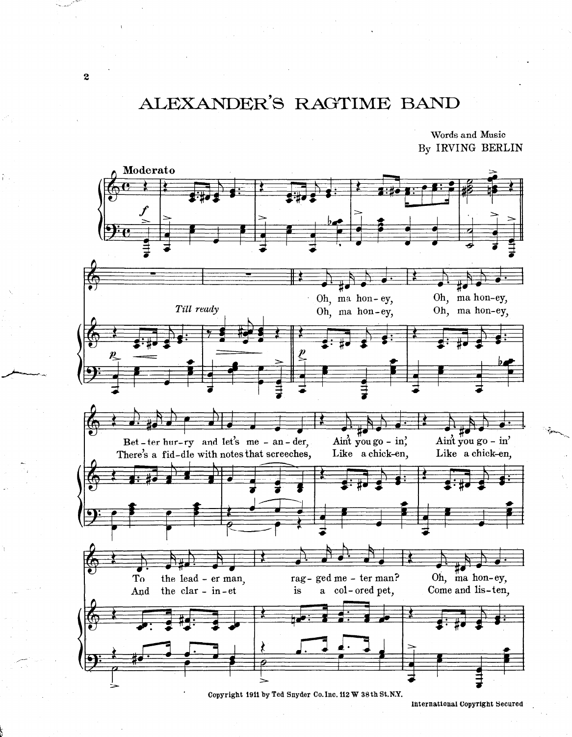# ALEXANDER'S RAGTIME BAND

Words and Music
By IRVING BERLIN

Copyright 1911 by Ted Snyder Co. Inc. 112 W 38th St. N.Y.

International Copyright Secured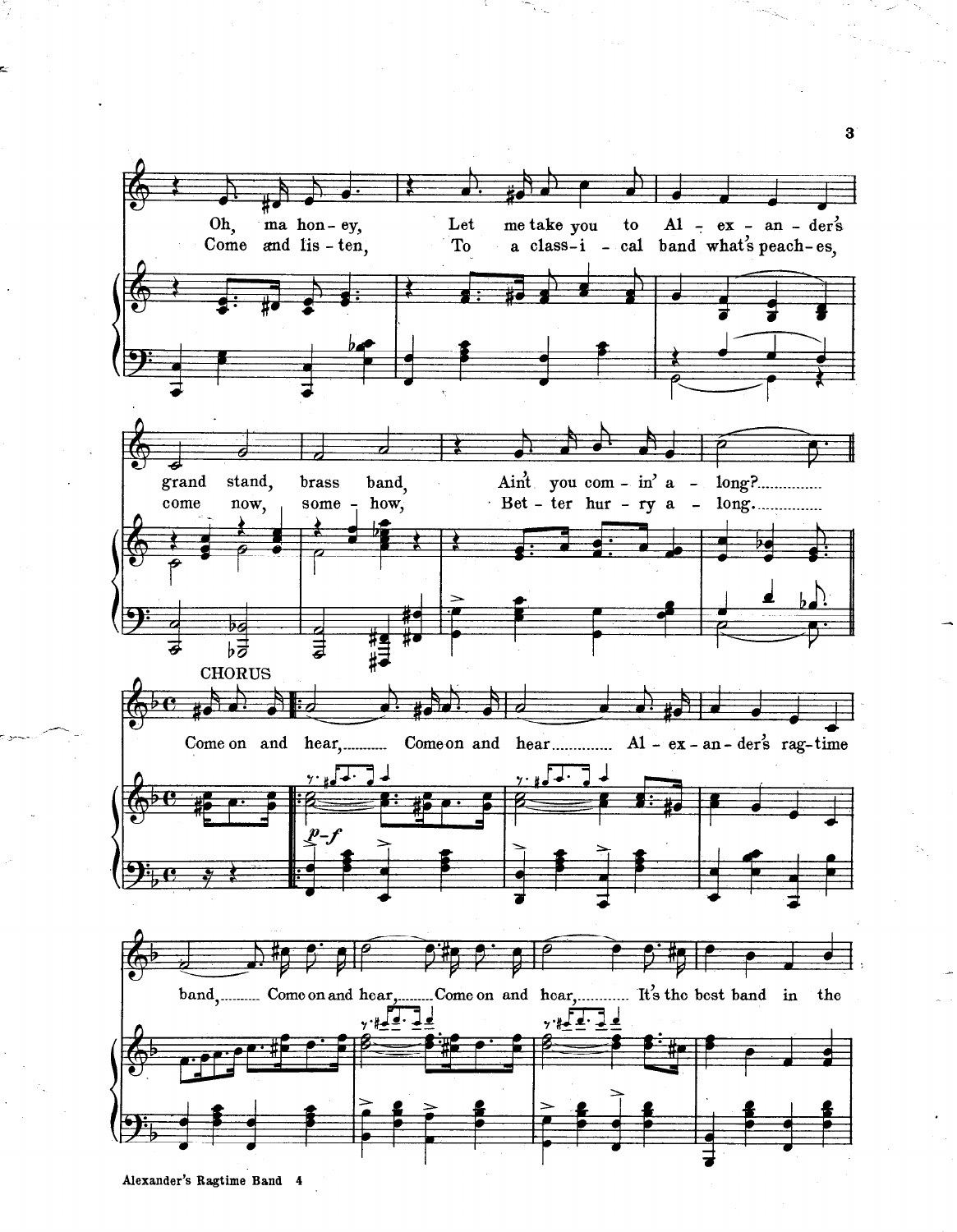Oh, ma hon - ey, Let me take you to Al - ex - an - der's grand stand, brass band, Ain't you com - in' a - long?

Come and lis - ten, To a class - i - cal band what's peach - es, come now, some - how, Bet - ter hur - ry a - long.

**CHORUS**

*p-f*

Come on and hear, Come on and hear Al - ex - an - der's rag - time band, Come on and hear, Come on and hear, It's the best band in the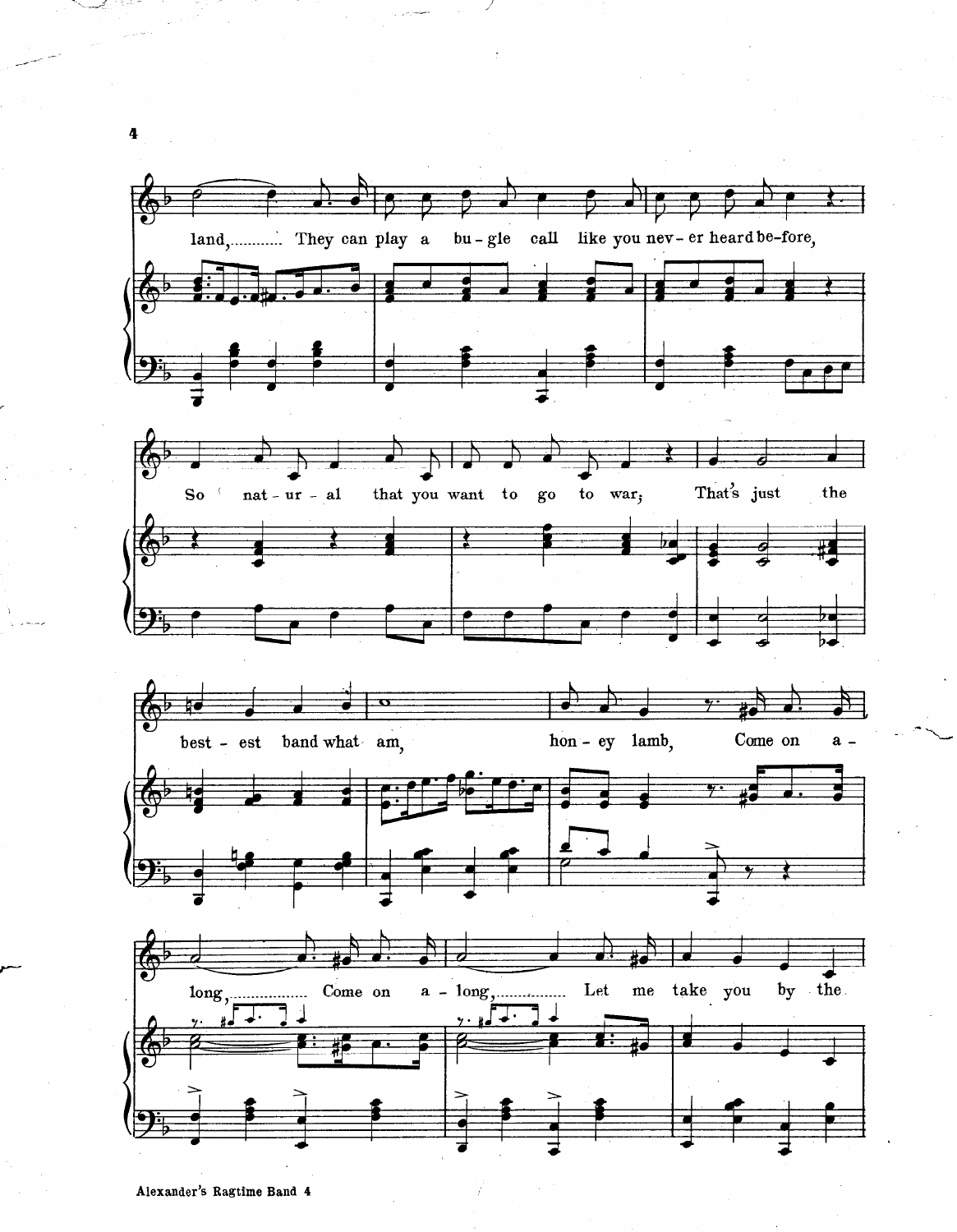land, They can play a bu - gle call like you nev - er heard be-fore,

So nat - ur - al that you want to go to war; That's just the

best - est band what am, hon - ey lamb, Come on a -

long, Come on a - long, Let me take you by the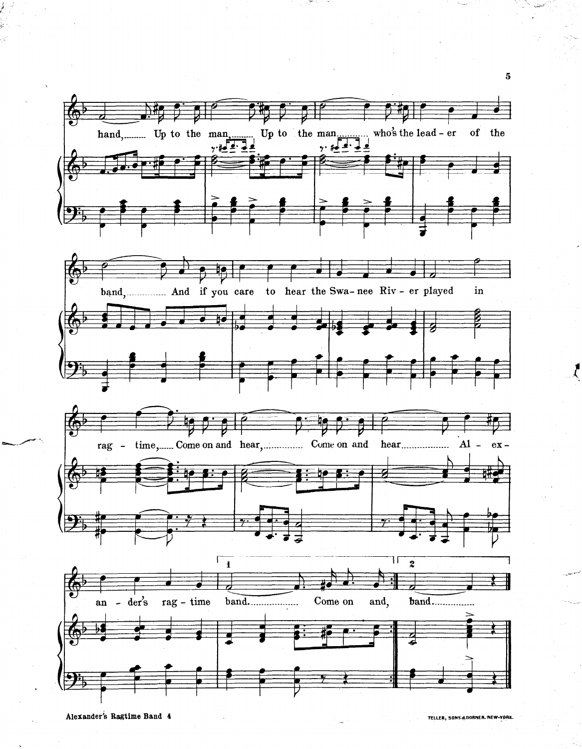hand, Up to the man, Up to the man who's the lead - er of the

band, And if you care to hear the Swa - nee Riv - er played in

rag - time, Come on and hear, Come on and hear Al - ex -

an - der's rag - time band. Come on and, band.